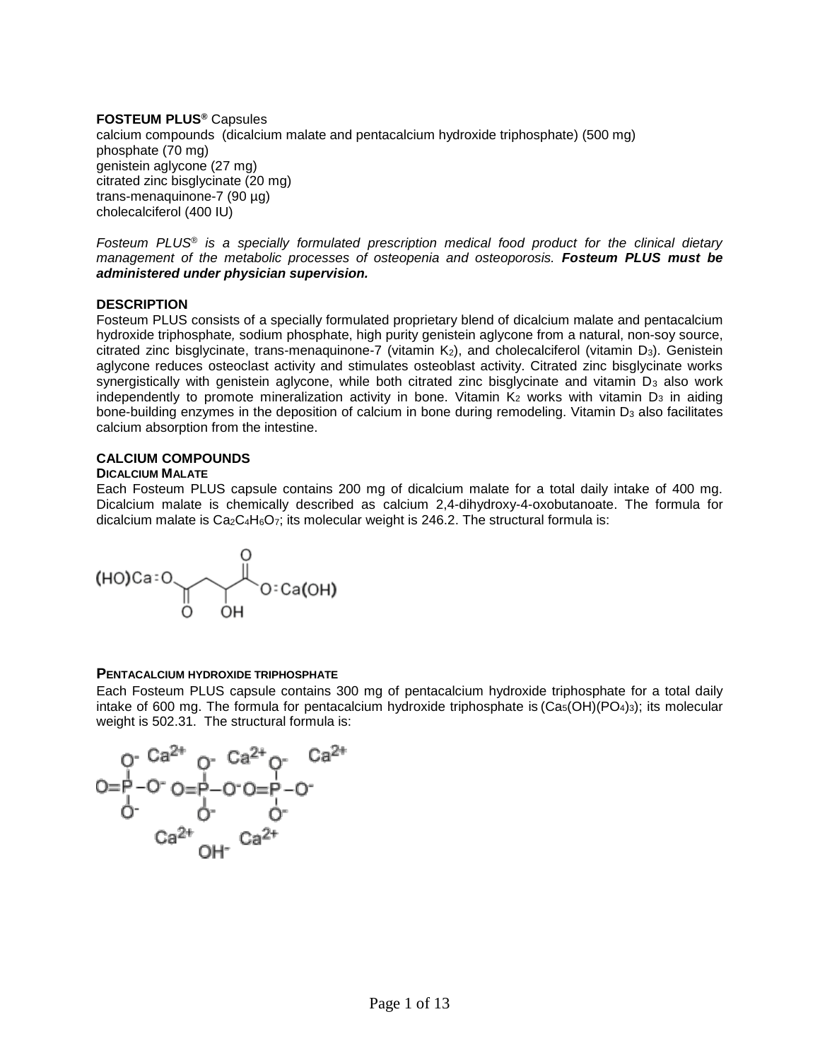**FOSTEUM PLUS®** Capsules
calcium compounds (dicalcium malate and pentacalcium hydroxide triphosphate) (500 mg)
phosphate (70 mg)
genistein aglycone (27 mg)
citrated zinc bisglycinate (20 mg)
trans-menaquinone-7 (90 µg)
cholecalciferol (400 IU)

*Fosteum PLUS® is a specially formulated prescription medical food product for the clinical dietary management of the metabolic processes of osteopenia and osteoporosis.* ***Fosteum PLUS must be administered under physician supervision.***

## DESCRIPTION

Fosteum PLUS consists of a specially formulated proprietary blend of dicalcium malate and pentacalcium hydroxide triphosphate, sodium phosphate, high purity genistein aglycone from a natural, non-soy source, citrated zinc bisglycinate, trans-menaquinone-7 (vitamin $K_2$), and cholecalciferol (vitamin $D_3$). Genistein aglycone reduces osteoclast activity and stimulates osteoblast activity. Citrated zinc bisglycinate works synergistically with genistein aglycone, while both citrated zinc bisglycinate and vitamin $D_3$ also work independently to promote mineralization activity in bone. Vitamin $K_2$ works with vitamin $D_3$ in aiding bone-building enzymes in the deposition of calcium in bone during remodeling. Vitamin $D_3$ also facilitates calcium absorption from the intestine.

## CALCIUM COMPOUNDS

### DICALCIUM MALATE

Each Fosteum PLUS capsule contains 200 mg of dicalcium malate for a total daily intake of 400 mg. Dicalcium malate is chemically described as calcium 2,4-dihydroxy-4-oxobutanoate. The formula for dicalcium malate is $Ca_2C_4H_6O_7$; its molecular weight is 246.2. The structural formula is:

### PENTACALCIUM HYDROXIDE TRIPHOSPHATE

Each Fosteum PLUS capsule contains 300 mg of pentacalcium hydroxide triphosphate for a total daily intake of 600 mg. The formula for pentacalcium hydroxide triphosphate is ($Ca_5(OH)(PO_4)_3$); its molecular weight is 502.31. The structural formula is: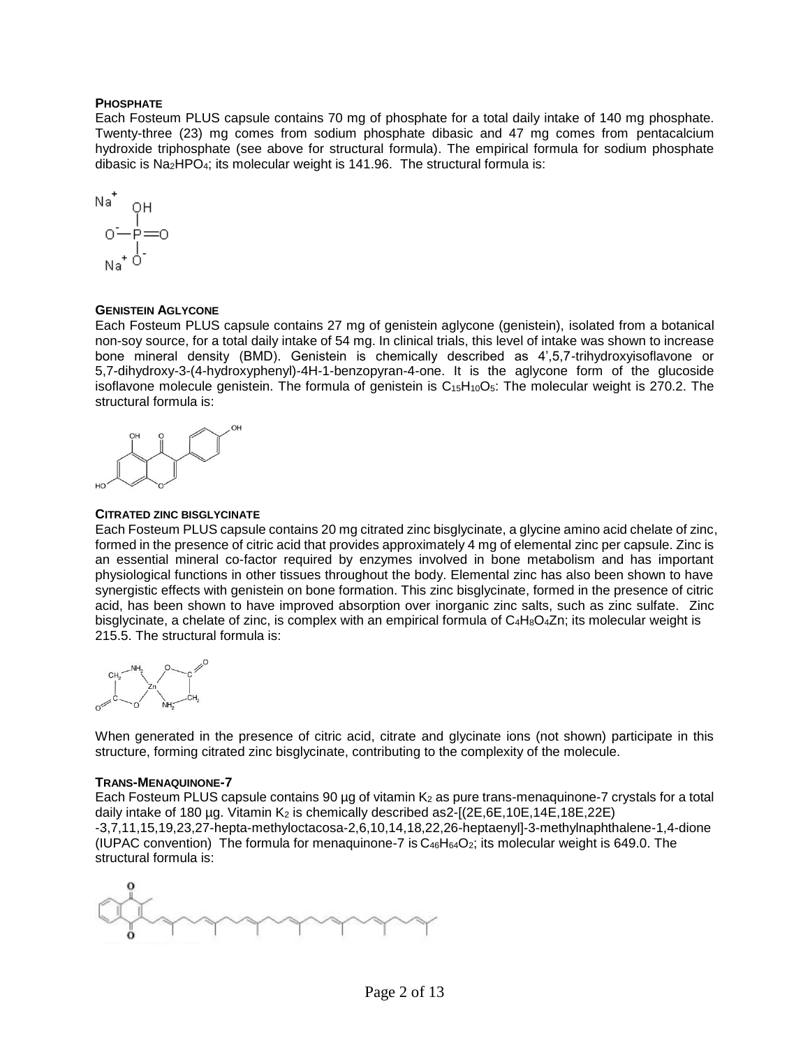**PHOSPHATE**

Each Fosteum PLUS capsule contains 70 mg of phosphate for a total daily intake of 140 mg phosphate. Twenty-three (23) mg comes from sodium phosphate dibasic and 47 mg comes from pentacalcium hydroxide triphosphate (see above for structural formula). The empirical formula for sodium phosphate dibasic is $Na_2HPO_4$; its molecular weight is 141.96. The structural formula is:

**GENISTEIN AGLYCONE**

Each Fosteum PLUS capsule contains 27 mg of genistein aglycone (genistein), isolated from a botanical non-soy source, for a total daily intake of 54 mg. In clinical trials, this level of intake was shown to increase bone mineral density (BMD). Genistein is chemically described as 4',5,7-trihydroxyisoflavone or 5,7-dihydroxy-3-(4-hydroxyphenyl)-4H-1-benzopyran-4-one. It is the aglycone form of the glucoside isoflavone molecule genistein. The formula of genistein is $C_{15}H_{10}O_5$: The molecular weight is 270.2. The structural formula is:

**CITRATED ZINC BISGLYCINATE**

Each Fosteum PLUS capsule contains 20 mg citrated zinc bisglycinate, a glycine amino acid chelate of zinc, formed in the presence of citric acid that provides approximately 4 mg of elemental zinc per capsule. Zinc is an essential mineral co-factor required by enzymes involved in bone metabolism and has important physiological functions in other tissues throughout the body. Elemental zinc has also been shown to have synergistic effects with genistein on bone formation. This zinc bisglycinate, formed in the presence of citric acid, has been shown to have improved absorption over inorganic zinc salts, such as zinc sulfate. Zinc bisglycinate, a chelate of zinc, is complex with an empirical formula of $C_4H_8O_4Zn$; its molecular weight is 215.5. The structural formula is:

When generated in the presence of citric acid, citrate and glycinate ions (not shown) participate in this structure, forming citrated zinc bisglycinate, contributing to the complexity of the molecule.

**TRANS-MENAQUINONE-7**

Each Fosteum PLUS capsule contains 90 µg of vitamin $K_2$ as pure trans-menaquinone-7 crystals for a total daily intake of 180 µg. Vitamin $K_2$ is chemically described as2-[(2E,6E,10E,14E,18E,22E) -3,7,11,15,19,23,27-hepta-methyloctacosa-2,6,10,14,18,22,26-heptaenyl]-3-methylnaphthalene-1,4-dione (IUPAC convention) The formula for menaquinone-7 is $C_{46}H_{64}O_2$; its molecular weight is 649.0. The structural formula is: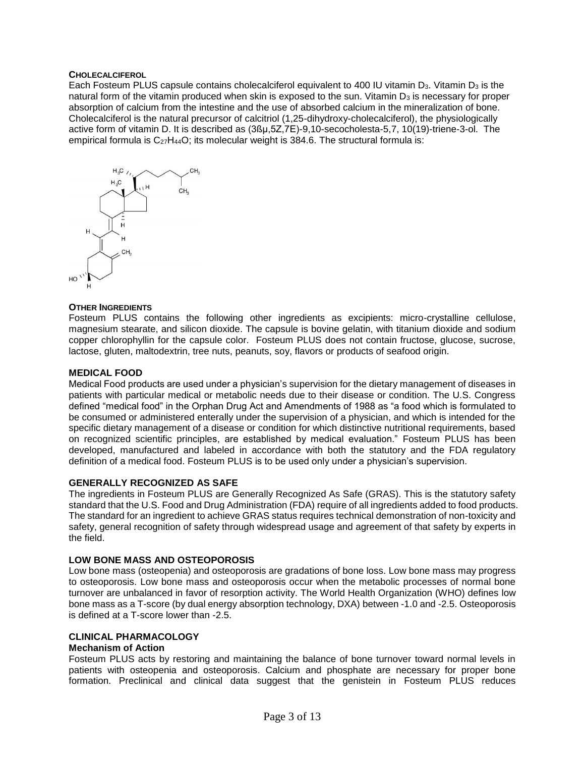**CHOLECALCIFEROL**

Each Fosteum PLUS capsule contains cholecalciferol equivalent to 400 IU vitamin $D_3$. Vitamin $D_3$ is the natural form of the vitamin produced when skin is exposed to the sun. Vitamin $D_3$ is necessary for proper absorption of calcium from the intestine and the use of absorbed calcium in the mineralization of bone. Cholecalciferol is the natural precursor of calcitriol (1,25-dihydroxy-cholecalciferol), the physiologically active form of vitamin D. It is described as (3ßµ,5Z,7E)-9,10-secocholesta-5,7, 10(19)-triene-3-ol. The empirical formula is $C_{27}H_{44}O$; its molecular weight is 384.6. The structural formula is:

**OTHER INGREDIENTS**

Fosteum PLUS contains the following other ingredients as excipients: micro-crystalline cellulose, magnesium stearate, and silicon dioxide. The capsule is bovine gelatin, with titanium dioxide and sodium copper chlorophyllin for the capsule color. Fosteum PLUS does not contain fructose, glucose, sucrose, lactose, gluten, maltodextrin, tree nuts, peanuts, soy, flavors or products of seafood origin.

**MEDICAL FOOD**

Medical Food products are used under a physician's supervision for the dietary management of diseases in patients with particular medical or metabolic needs due to their disease or condition. The U.S. Congress defined "medical food" in the Orphan Drug Act and Amendments of 1988 as "a food which is formulated to be consumed or administered enterally under the supervision of a physician, and which is intended for the specific dietary management of a disease or condition for which distinctive nutritional requirements, based on recognized scientific principles, are established by medical evaluation." Fosteum PLUS has been developed, manufactured and labeled in accordance with both the statutory and the FDA regulatory definition of a medical food. Fosteum PLUS is to be used only under a physician's supervision.

**GENERALLY RECOGNIZED AS SAFE**

The ingredients in Fosteum PLUS are Generally Recognized As Safe (GRAS). This is the statutory safety standard that the U.S. Food and Drug Administration (FDA) require of all ingredients added to food products. The standard for an ingredient to achieve GRAS status requires technical demonstration of non-toxicity and safety, general recognition of safety through widespread usage and agreement of that safety by experts in the field.

**LOW BONE MASS AND OSTEOPOROSIS**

Low bone mass (osteopenia) and osteoporosis are gradations of bone loss. Low bone mass may progress to osteoporosis. Low bone mass and osteoporosis occur when the metabolic processes of normal bone turnover are unbalanced in favor of resorption activity. The World Health Organization (WHO) defines low bone mass as a T-score (by dual energy absorption technology, DXA) between -1.0 and -2.5. Osteoporosis is defined at a T-score lower than -2.5.

**CLINICAL PHARMACOLOGY**

**Mechanism of Action**

Fosteum PLUS acts by restoring and maintaining the balance of bone turnover toward normal levels in patients with osteopenia and osteoporosis. Calcium and phosphate are necessary for proper bone formation. Preclinical and clinical data suggest that the genistein in Fosteum PLUS reduces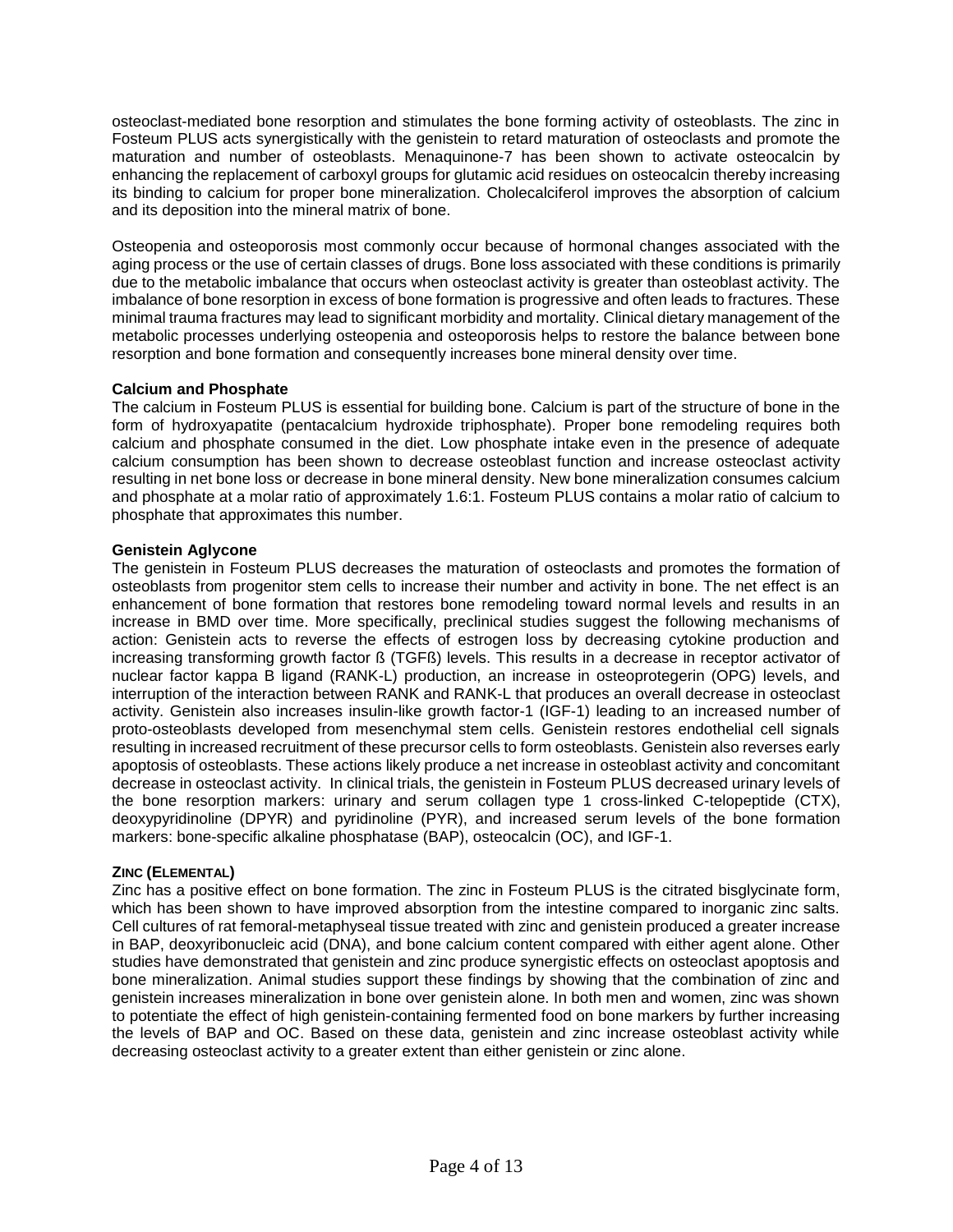osteoclast-mediated bone resorption and stimulates the bone forming activity of osteoblasts. The zinc in Fosteum PLUS acts synergistically with the genistein to retard maturation of osteoclasts and promote the maturation and number of osteoblasts. Menaquinone-7 has been shown to activate osteocalcin by enhancing the replacement of carboxyl groups for glutamic acid residues on osteocalcin thereby increasing its binding to calcium for proper bone mineralization. Cholecalciferol improves the absorption of calcium and its deposition into the mineral matrix of bone.

Osteopenia and osteoporosis most commonly occur because of hormonal changes associated with the aging process or the use of certain classes of drugs. Bone loss associated with these conditions is primarily due to the metabolic imbalance that occurs when osteoclast activity is greater than osteoblast activity. The imbalance of bone resorption in excess of bone formation is progressive and often leads to fractures. These minimal trauma fractures may lead to significant morbidity and mortality. Clinical dietary management of the metabolic processes underlying osteopenia and osteoporosis helps to restore the balance between bone resorption and bone formation and consequently increases bone mineral density over time.

**Calcium and Phosphate**

The calcium in Fosteum PLUS is essential for building bone. Calcium is part of the structure of bone in the form of hydroxyapatite (pentacalcium hydroxide triphosphate). Proper bone remodeling requires both calcium and phosphate consumed in the diet. Low phosphate intake even in the presence of adequate calcium consumption has been shown to decrease osteoblast function and increase osteoclast activity resulting in net bone loss or decrease in bone mineral density. New bone mineralization consumes calcium and phosphate at a molar ratio of approximately 1.6:1. Fosteum PLUS contains a molar ratio of calcium to phosphate that approximates this number.

**Genistein Aglycone**

The genistein in Fosteum PLUS decreases the maturation of osteoclasts and promotes the formation of osteoblasts from progenitor stem cells to increase their number and activity in bone. The net effect is an enhancement of bone formation that restores bone remodeling toward normal levels and results in an increase in BMD over time. More specifically, preclinical studies suggest the following mechanisms of action: Genistein acts to reverse the effects of estrogen loss by decreasing cytokine production and increasing transforming growth factor ß (TGFß) levels. This results in a decrease in receptor activator of nuclear factor kappa B ligand (RANK-L) production, an increase in osteoprotegerin (OPG) levels, and interruption of the interaction between RANK and RANK-L that produces an overall decrease in osteoclast activity. Genistein also increases insulin-like growth factor-1 (IGF-1) leading to an increased number of proto-osteoblasts developed from mesenchymal stem cells. Genistein restores endothelial cell signals resulting in increased recruitment of these precursor cells to form osteoblasts. Genistein also reverses early apoptosis of osteoblasts. These actions likely produce a net increase in osteoblast activity and concomitant decrease in osteoclast activity. In clinical trials, the genistein in Fosteum PLUS decreased urinary levels of the bone resorption markers: urinary and serum collagen type 1 cross-linked C-telopeptide (CTX), deoxypyridinoline (DPYR) and pyridinoline (PYR), and increased serum levels of the bone formation markers: bone-specific alkaline phosphatase (BAP), osteocalcin (OC), and IGF-1.

**ZINC (ELEMENTAL)**

Zinc has a positive effect on bone formation. The zinc in Fosteum PLUS is the citrated bisglycinate form, which has been shown to have improved absorption from the intestine compared to inorganic zinc salts. Cell cultures of rat femoral-metaphyseal tissue treated with zinc and genistein produced a greater increase in BAP, deoxyribonucleic acid (DNA), and bone calcium content compared with either agent alone. Other studies have demonstrated that genistein and zinc produce synergistic effects on osteoclast apoptosis and bone mineralization. Animal studies support these findings by showing that the combination of zinc and genistein increases mineralization in bone over genistein alone. In both men and women, zinc was shown to potentiate the effect of high genistein-containing fermented food on bone markers by further increasing the levels of BAP and OC. Based on these data, genistein and zinc increase osteoblast activity while decreasing osteoclast activity to a greater extent than either genistein or zinc alone.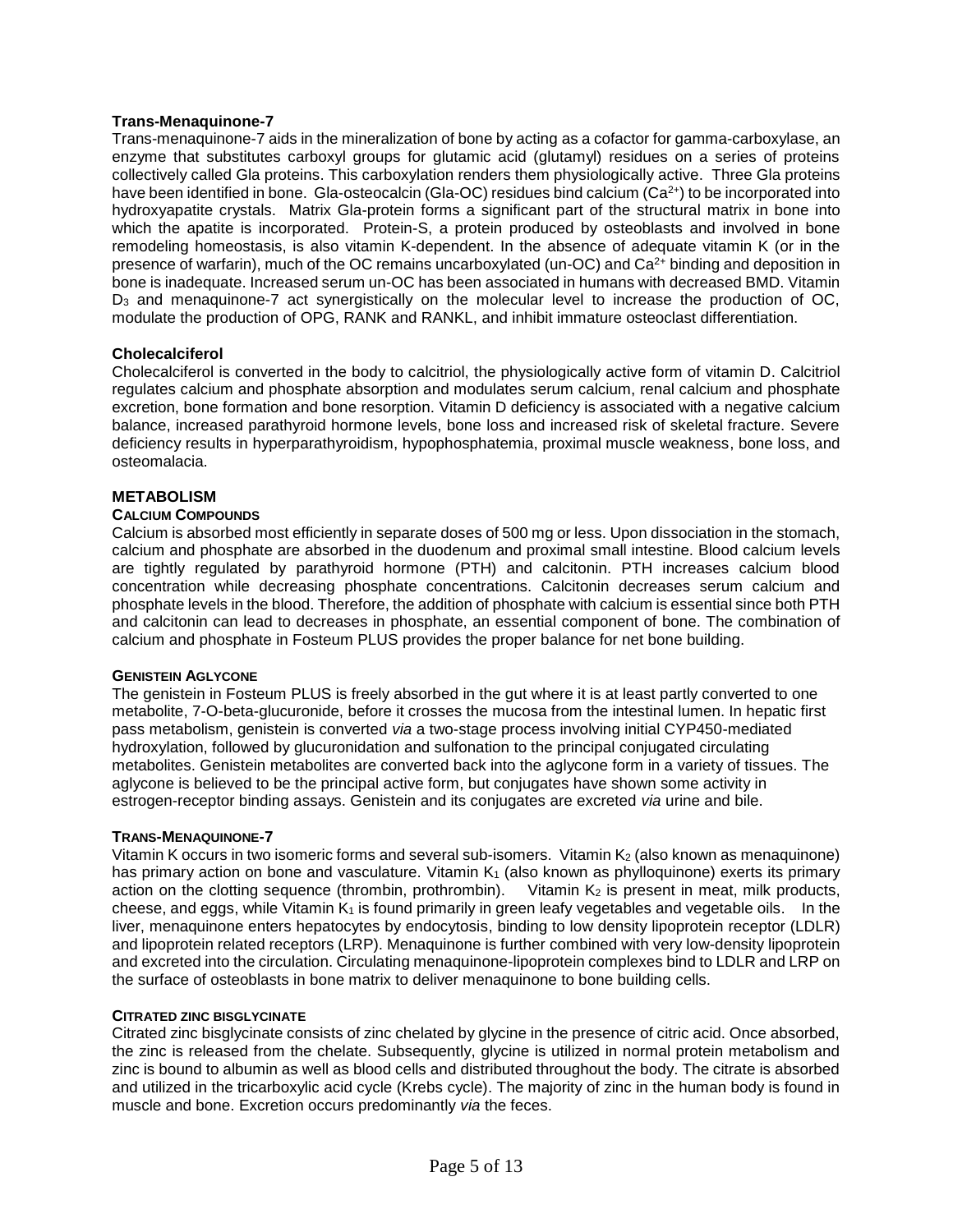### Trans-Menaquinone-7

Trans-menaquinone-7 aids in the mineralization of bone by acting as a cofactor for gamma-carboxylase, an enzyme that substitutes carboxyl groups for glutamic acid (glutamyl) residues on a series of proteins collectively called Gla proteins. This carboxylation renders them physiologically active. Three Gla proteins have been identified in bone. Gla-osteocalcin (Gla-OC) residues bind calcium ($Ca^{2+}$) to be incorporated into hydroxyapatite crystals. Matrix Gla-protein forms a significant part of the structural matrix in bone into which the apatite is incorporated. Protein-S, a protein produced by osteoblasts and involved in bone remodeling homeostasis, is also vitamin K-dependent. In the absence of adequate vitamin K (or in the presence of warfarin), much of the OC remains uncarboxylated (un-OC) and $Ca^{2+}$ binding and deposition in bone is inadequate. Increased serum un-OC has been associated in humans with decreased BMD. Vitamin $D_3$ and menaquinone-7 act synergistically on the molecular level to increase the production of OC, modulate the production of OPG, RANK and RANKL, and inhibit immature osteoclast differentiation.

### Cholecalciferol

Cholecalciferol is converted in the body to calcitriol, the physiologically active form of vitamin D. Calcitriol regulates calcium and phosphate absorption and modulates serum calcium, renal calcium and phosphate excretion, bone formation and bone resorption. Vitamin D deficiency is associated with a negative calcium balance, increased parathyroid hormone levels, bone loss and increased risk of skeletal fracture. Severe deficiency results in hyperparathyroidism, hypophosphatemia, proximal muscle weakness, bone loss, and osteomalacia.

## METABOLISM

### Calcium Compounds

Calcium is absorbed most efficiently in separate doses of 500 mg or less. Upon dissociation in the stomach, calcium and phosphate are absorbed in the duodenum and proximal small intestine. Blood calcium levels are tightly regulated by parathyroid hormone (PTH) and calcitonin. PTH increases calcium blood concentration while decreasing phosphate concentrations. Calcitonin decreases serum calcium and phosphate levels in the blood. Therefore, the addition of phosphate with calcium is essential since both PTH and calcitonin can lead to decreases in phosphate, an essential component of bone. The combination of calcium and phosphate in Fosteum PLUS provides the proper balance for net bone building.

### Genistein Aglycone

The genistein in Fosteum PLUS is freely absorbed in the gut where it is at least partly converted to one metabolite, 7-O-beta-glucuronide, before it crosses the mucosa from the intestinal lumen. In hepatic first pass metabolism, genistein is converted *via* a two-stage process involving initial CYP450-mediated hydroxylation, followed by glucuronidation and sulfonation to the principal conjugated circulating metabolites. Genistein metabolites are converted back into the aglycone form in a variety of tissues. The aglycone is believed to be the principal active form, but conjugates have shown some activity in estrogen-receptor binding assays. Genistein and its conjugates are excreted *via* urine and bile.

### Trans-Menaquinone-7

Vitamin K occurs in two isomeric forms and several sub-isomers. Vitamin $K_2$ (also known as menaquinone) has primary action on bone and vasculature. Vitamin $K_1$ (also known as phylloquinone) exerts its primary action on the clotting sequence (thrombin, prothrombin). Vitamin $K_2$ is present in meat, milk products, cheese, and eggs, while Vitamin $K_1$ is found primarily in green leafy vegetables and vegetable oils. In the liver, menaquinone enters hepatocytes by endocytosis, binding to low density lipoprotein receptor (LDLR) and lipoprotein related receptors (LRP). Menaquinone is further combined with very low-density lipoprotein and excreted into the circulation. Circulating menaquinone-lipoprotein complexes bind to LDLR and LRP on the surface of osteoblasts in bone matrix to deliver menaquinone to bone building cells.

### Citrated zinc bisglycinate

Citrated zinc bisglycinate consists of zinc chelated by glycine in the presence of citric acid. Once absorbed, the zinc is released from the chelate. Subsequently, glycine is utilized in normal protein metabolism and zinc is bound to albumin as well as blood cells and distributed throughout the body. The citrate is absorbed and utilized in the tricarboxylic acid cycle (Krebs cycle). The majority of zinc in the human body is found in muscle and bone. Excretion occurs predominantly *via* the feces.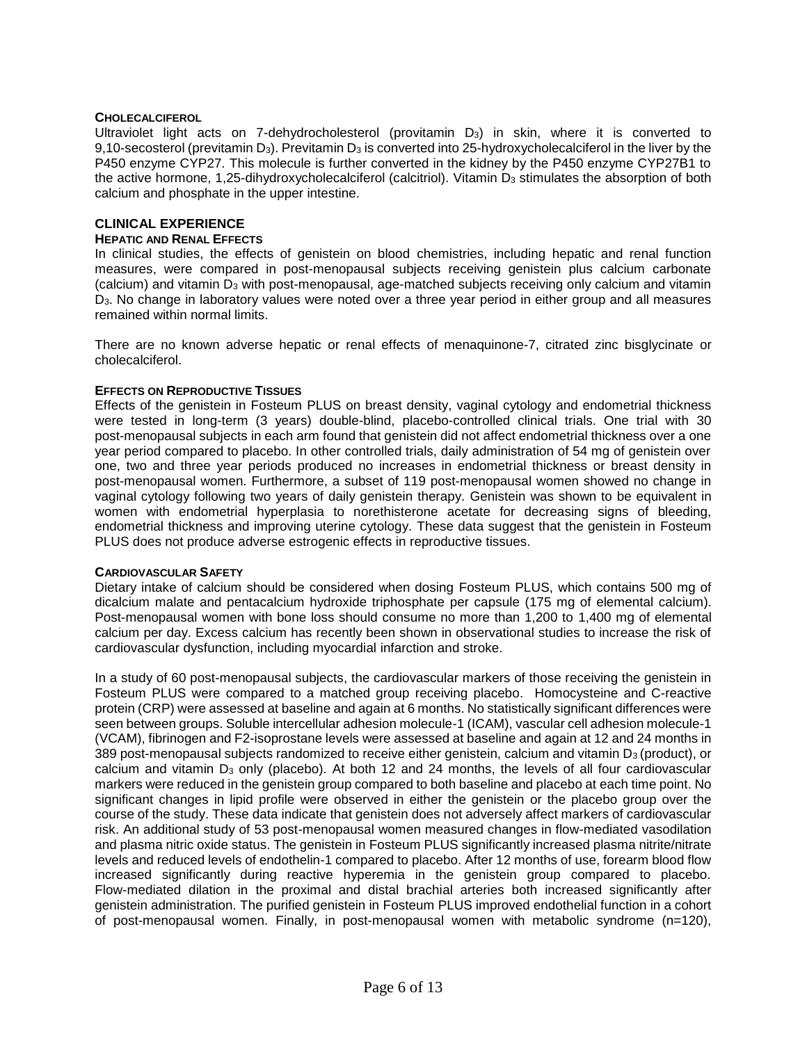#### Cholecalciferol

Ultraviolet light acts on 7-dehydrocholesterol (provitamin $D_3$) in skin, where it is converted to 9,10-secosterol (previtamin $D_3$). Previtamin $D_3$ is converted into 25-hydroxycholecalciferol in the liver by the P450 enzyme CYP27. This molecule is further converted in the kidney by the P450 enzyme CYP27B1 to the active hormone, 1,25-dihydroxycholecalciferol (calcitriol). Vitamin $D_3$ stimulates the absorption of both calcium and phosphate in the upper intestine.

## CLINICAL EXPERIENCE

#### Hepatic and Renal Effects

In clinical studies, the effects of genistein on blood chemistries, including hepatic and renal function measures, were compared in post-menopausal subjects receiving genistein plus calcium carbonate (calcium) and vitamin $D_3$ with post-menopausal, age-matched subjects receiving only calcium and vitamin $D_3$. No change in laboratory values were noted over a three year period in either group and all measures remained within normal limits.

There are no known adverse hepatic or renal effects of menaquinone-7, citrated zinc bisglycinate or cholecalciferol.

#### Effects on Reproductive Tissues

Effects of the genistein in Fosteum PLUS on breast density, vaginal cytology and endometrial thickness were tested in long-term (3 years) double-blind, placebo-controlled clinical trials. One trial with 30 post-menopausal subjects in each arm found that genistein did not affect endometrial thickness over a one year period compared to placebo. In other controlled trials, daily administration of 54 mg of genistein over one, two and three year periods produced no increases in endometrial thickness or breast density in post-menopausal women. Furthermore, a subset of 119 post-menopausal women showed no change in vaginal cytology following two years of daily genistein therapy. Genistein was shown to be equivalent in women with endometrial hyperplasia to norethisterone acetate for decreasing signs of bleeding, endometrial thickness and improving uterine cytology. These data suggest that the genistein in Fosteum PLUS does not produce adverse estrogenic effects in reproductive tissues.

#### Cardiovascular Safety

Dietary intake of calcium should be considered when dosing Fosteum PLUS, which contains 500 mg of dicalcium malate and pentacalcium hydroxide triphosphate per capsule (175 mg of elemental calcium). Post-menopausal women with bone loss should consume no more than 1,200 to 1,400 mg of elemental calcium per day. Excess calcium has recently been shown in observational studies to increase the risk of cardiovascular dysfunction, including myocardial infarction and stroke.

In a study of 60 post-menopausal subjects, the cardiovascular markers of those receiving the genistein in Fosteum PLUS were compared to a matched group receiving placebo. Homocysteine and C-reactive protein (CRP) were assessed at baseline and again at 6 months. No statistically significant differences were seen between groups. Soluble intercellular adhesion molecule-1 (ICAM), vascular cell adhesion molecule-1 (VCAM), fibrinogen and F2-isoprostane levels were assessed at baseline and again at 12 and 24 months in 389 post-menopausal subjects randomized to receive either genistein, calcium and vitamin $D_3$ (product), or calcium and vitamin $D_3$ only (placebo). At both 12 and 24 months, the levels of all four cardiovascular markers were reduced in the genistein group compared to both baseline and placebo at each time point. No significant changes in lipid profile were observed in either the genistein or the placebo group over the course of the study. These data indicate that genistein does not adversely affect markers of cardiovascular risk. An additional study of 53 post-menopausal women measured changes in flow-mediated vasodilation and plasma nitric oxide status. The genistein in Fosteum PLUS significantly increased plasma nitrite/nitrate levels and reduced levels of endothelin-1 compared to placebo. After 12 months of use, forearm blood flow increased significantly during reactive hyperemia in the genistein group compared to placebo. Flow-mediated dilation in the proximal and distal brachial arteries both increased significantly after genistein administration. The purified genistein in Fosteum PLUS improved endothelial function in a cohort of post-menopausal women. Finally, in post-menopausal women with metabolic syndrome (n=120),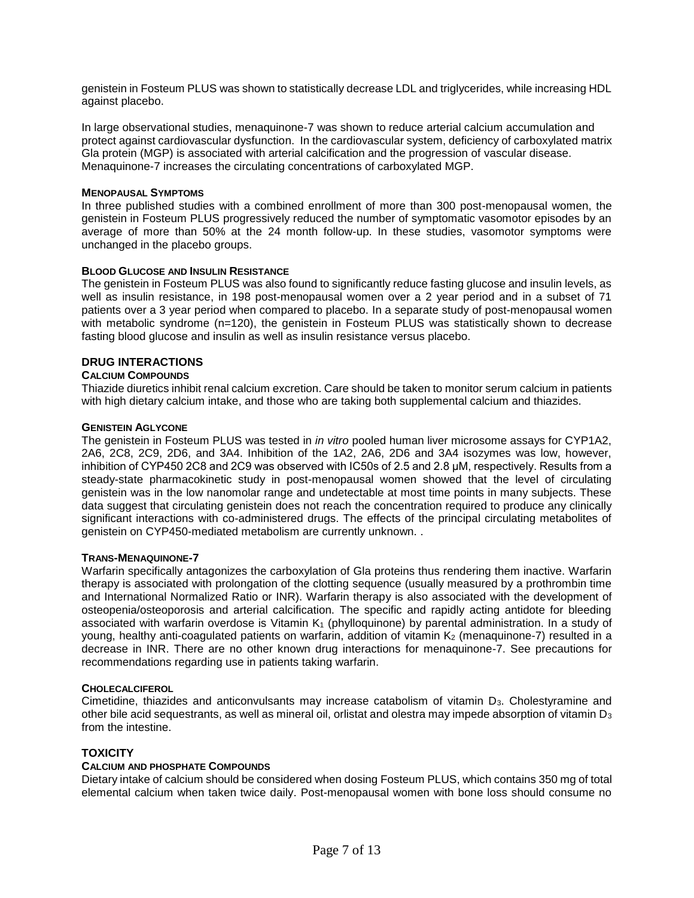genistein in Fosteum PLUS was shown to statistically decrease LDL and triglycerides, while increasing HDL against placebo.

In large observational studies, menaquinone-7 was shown to reduce arterial calcium accumulation and protect against cardiovascular dysfunction. In the cardiovascular system, deficiency of carboxylated matrix Gla protein (MGP) is associated with arterial calcification and the progression of vascular disease. Menaquinone-7 increases the circulating concentrations of carboxylated MGP.

#### MENOPAUSAL SYMPTOMS

In three published studies with a combined enrollment of more than 300 post-menopausal women, the genistein in Fosteum PLUS progressively reduced the number of symptomatic vasomotor episodes by an average of more than 50% at the 24 month follow-up. In these studies, vasomotor symptoms were unchanged in the placebo groups.

#### BLOOD GLUCOSE AND INSULIN RESISTANCE

The genistein in Fosteum PLUS was also found to significantly reduce fasting glucose and insulin levels, as well as insulin resistance, in 198 post-menopausal women over a 2 year period and in a subset of 71 patients over a 3 year period when compared to placebo. In a separate study of post-menopausal women with metabolic syndrome (n=120), the genistein in Fosteum PLUS was statistically shown to decrease fasting blood glucose and insulin as well as insulin resistance versus placebo.

### DRUG INTERACTIONS

#### CALCIUM COMPOUNDS

Thiazide diuretics inhibit renal calcium excretion. Care should be taken to monitor serum calcium in patients with high dietary calcium intake, and those who are taking both supplemental calcium and thiazides.

#### GENISTEIN AGLYCONE

The genistein in Fosteum PLUS was tested in *in vitro* pooled human liver microsome assays for CYP1A2, 2A6, 2C8, 2C9, 2D6, and 3A4. Inhibition of the 1A2, 2A6, 2D6 and 3A4 isozymes was low, however, inhibition of CYP450 2C8 and 2C9 was observed with IC50s of 2.5 and 2.8 μM, respectively. Results from a steady-state pharmacokinetic study in post-menopausal women showed that the level of circulating genistein was in the low nanomolar range and undetectable at most time points in many subjects. These data suggest that circulating genistein does not reach the concentration required to produce any clinically significant interactions with co-administered drugs. The effects of the principal circulating metabolites of genistein on CYP450-mediated metabolism are currently unknown. .

#### TRANS-MENAQUINONE-7

Warfarin specifically antagonizes the carboxylation of Gla proteins thus rendering them inactive. Warfarin therapy is associated with prolongation of the clotting sequence (usually measured by a prothrombin time and International Normalized Ratio or INR). Warfarin therapy is also associated with the development of osteopenia/osteoporosis and arterial calcification. The specific and rapidly acting antidote for bleeding associated with warfarin overdose is Vitamin $K_1$ (phylloquinone) by parental administration. In a study of young, healthy anti-coagulated patients on warfarin, addition of vitamin $K_2$ (menaquinone-7) resulted in a decrease in INR. There are no other known drug interactions for menaquinone-7. See precautions for recommendations regarding use in patients taking warfarin.

#### CHOLECALCIFEROL

Cimetidine, thiazides and anticonvulsants may increase catabolism of vitamin $D_3$. Cholestyramine and other bile acid sequestrants, as well as mineral oil, orlistat and olestra may impede absorption of vitamin $D_3$ from the intestine.

### TOXICITY

#### CALCIUM AND PHOSPHATE COMPOUNDS

Dietary intake of calcium should be considered when dosing Fosteum PLUS, which contains 350 mg of total elemental calcium when taken twice daily. Post-menopausal women with bone loss should consume no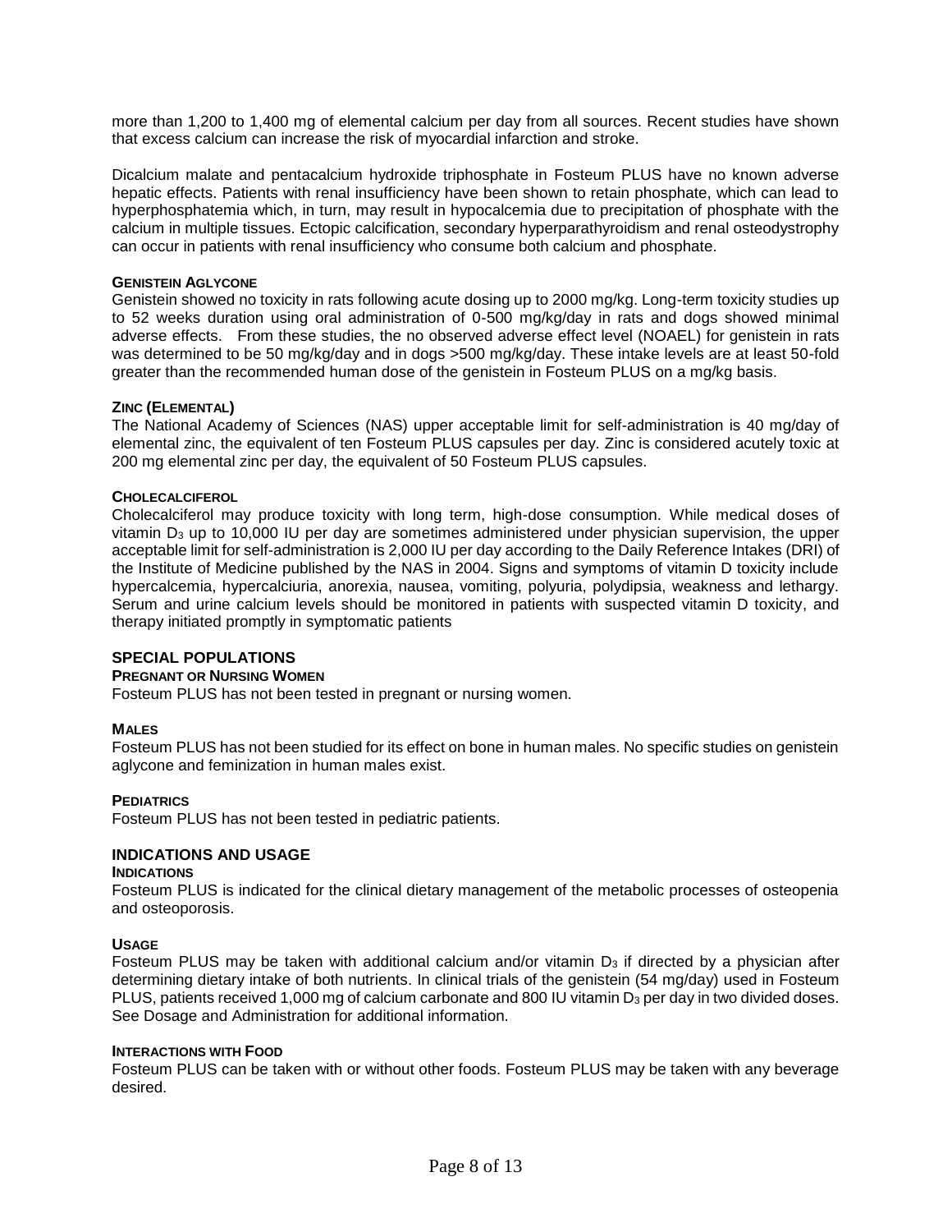more than 1,200 to 1,400 mg of elemental calcium per day from all sources. Recent studies have shown that excess calcium can increase the risk of myocardial infarction and stroke.

Dicalcium malate and pentacalcium hydroxide triphosphate in Fosteum PLUS have no known adverse hepatic effects. Patients with renal insufficiency have been shown to retain phosphate, which can lead to hyperphosphatemia which, in turn, may result in hypocalcemia due to precipitation of phosphate with the calcium in multiple tissues. Ectopic calcification, secondary hyperparathyroidism and renal osteodystrophy can occur in patients with renal insufficiency who consume both calcium and phosphate.

#### GENISTEIN AGLYCONE

Genistein showed no toxicity in rats following acute dosing up to 2000 mg/kg. Long-term toxicity studies up to 52 weeks duration using oral administration of 0-500 mg/kg/day in rats and dogs showed minimal adverse effects. From these studies, the no observed adverse effect level (NOAEL) for genistein in rats was determined to be 50 mg/kg/day and in dogs >500 mg/kg/day. These intake levels are at least 50-fold greater than the recommended human dose of the genistein in Fosteum PLUS on a mg/kg basis.

#### ZINC (ELEMENTAL)

The National Academy of Sciences (NAS) upper acceptable limit for self-administration is 40 mg/day of elemental zinc, the equivalent of ten Fosteum PLUS capsules per day. Zinc is considered acutely toxic at 200 mg elemental zinc per day, the equivalent of 50 Fosteum PLUS capsules.

#### CHOLECALCIFEROL

Cholecalciferol may produce toxicity with long term, high-dose consumption. While medical doses of vitamin $D_3$ up to 10,000 IU per day are sometimes administered under physician supervision, the upper acceptable limit for self-administration is 2,000 IU per day according to the Daily Reference Intakes (DRI) of the Institute of Medicine published by the NAS in 2004. Signs and symptoms of vitamin D toxicity include hypercalcemia, hypercalciuria, anorexia, nausea, vomiting, polyuria, polydipsia, weakness and lethargy. Serum and urine calcium levels should be monitored in patients with suspected vitamin D toxicity, and therapy initiated promptly in symptomatic patients

### SPECIAL POPULATIONS

#### PREGNANT OR NURSING WOMEN

Fosteum PLUS has not been tested in pregnant or nursing women.

#### MALES

Fosteum PLUS has not been studied for its effect on bone in human males. No specific studies on genistein aglycone and feminization in human males exist.

#### PEDIATRICS

Fosteum PLUS has not been tested in pediatric patients.

### INDICATIONS AND USAGE

#### INDICATIONS

Fosteum PLUS is indicated for the clinical dietary management of the metabolic processes of osteopenia and osteoporosis.

#### USAGE

Fosteum PLUS may be taken with additional calcium and/or vitamin $D_3$ if directed by a physician after determining dietary intake of both nutrients. In clinical trials of the genistein (54 mg/day) used in Fosteum PLUS, patients received 1,000 mg of calcium carbonate and 800 IU vitamin $D_3$ per day in two divided doses. See Dosage and Administration for additional information.

#### INTERACTIONS WITH FOOD

Fosteum PLUS can be taken with or without other foods. Fosteum PLUS may be taken with any beverage desired.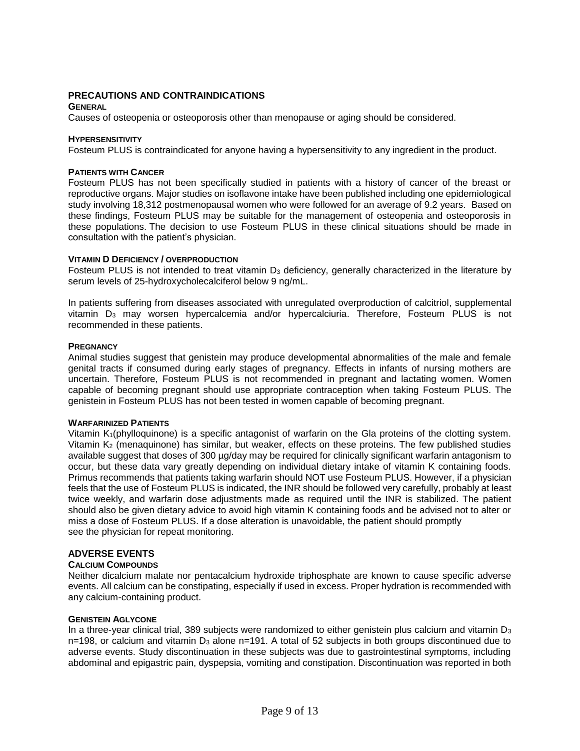## PRECAUTIONS AND CONTRAINDICATIONS

### GENERAL

Causes of osteopenia or osteoporosis other than menopause or aging should be considered.

### HYPERSENSITIVITY

Fosteum PLUS is contraindicated for anyone having a hypersensitivity to any ingredient in the product.

### PATIENTS WITH CANCER

Fosteum PLUS has not been specifically studied in patients with a history of cancer of the breast or reproductive organs. Major studies on isoflavone intake have been published including one epidemiological study involving 18,312 postmenopausal women who were followed for an average of 9.2 years. Based on these findings, Fosteum PLUS may be suitable for the management of osteopenia and osteoporosis in these populations. The decision to use Fosteum PLUS in these clinical situations should be made in consultation with the patient's physician.

### VITAMIN D DEFICIENCY / OVERPRODUCTION

Fosteum PLUS is not intended to treat vitamin $D_3$ deficiency, generally characterized in the literature by serum levels of 25-hydroxycholecalciferol below 9 ng/mL.

In patients suffering from diseases associated with unregulated overproduction of calcitriol, supplemental vitamin $D_3$ may worsen hypercalcemia and/or hypercalciuria. Therefore, Fosteum PLUS is not recommended in these patients.

### PREGNANCY

Animal studies suggest that genistein may produce developmental abnormalities of the male and female genital tracts if consumed during early stages of pregnancy. Effects in infants of nursing mothers are uncertain. Therefore, Fosteum PLUS is not recommended in pregnant and lactating women. Women capable of becoming pregnant should use appropriate contraception when taking Fosteum PLUS. The genistein in Fosteum PLUS has not been tested in women capable of becoming pregnant.

### WARFARINIZED PATIENTS

Vitamin $K_1$(phylloquinone) is a specific antagonist of warfarin on the Gla proteins of the clotting system. Vitamin $K_2$ (menaquinone) has similar, but weaker, effects on these proteins. The few published studies available suggest that doses of 300 µg/day may be required for clinically significant warfarin antagonism to occur, but these data vary greatly depending on individual dietary intake of vitamin K containing foods. Primus recommends that patients taking warfarin should NOT use Fosteum PLUS. However, if a physician feels that the use of Fosteum PLUS is indicated, the INR should be followed very carefully, probably at least twice weekly, and warfarin dose adjustments made as required until the INR is stabilized. The patient should also be given dietary advice to avoid high vitamin K containing foods and be advised not to alter or miss a dose of Fosteum PLUS. If a dose alteration is unavoidable, the patient should promptly see the physician for repeat monitoring.

## ADVERSE EVENTS

### CALCIUM COMPOUNDS

Neither dicalcium malate nor pentacalcium hydroxide triphosphate are known to cause specific adverse events. All calcium can be constipating, especially if used in excess. Proper hydration is recommended with any calcium-containing product.

### GENISTEIN AGLYCONE

In a three-year clinical trial, 389 subjects were randomized to either genistein plus calcium and vitamin $D_3$ n=198, or calcium and vitamin $D_3$ alone n=191. A total of 52 subjects in both groups discontinued due to adverse events. Study discontinuation in these subjects was due to gastrointestinal symptoms, including abdominal and epigastric pain, dyspepsia, vomiting and constipation. Discontinuation was reported in both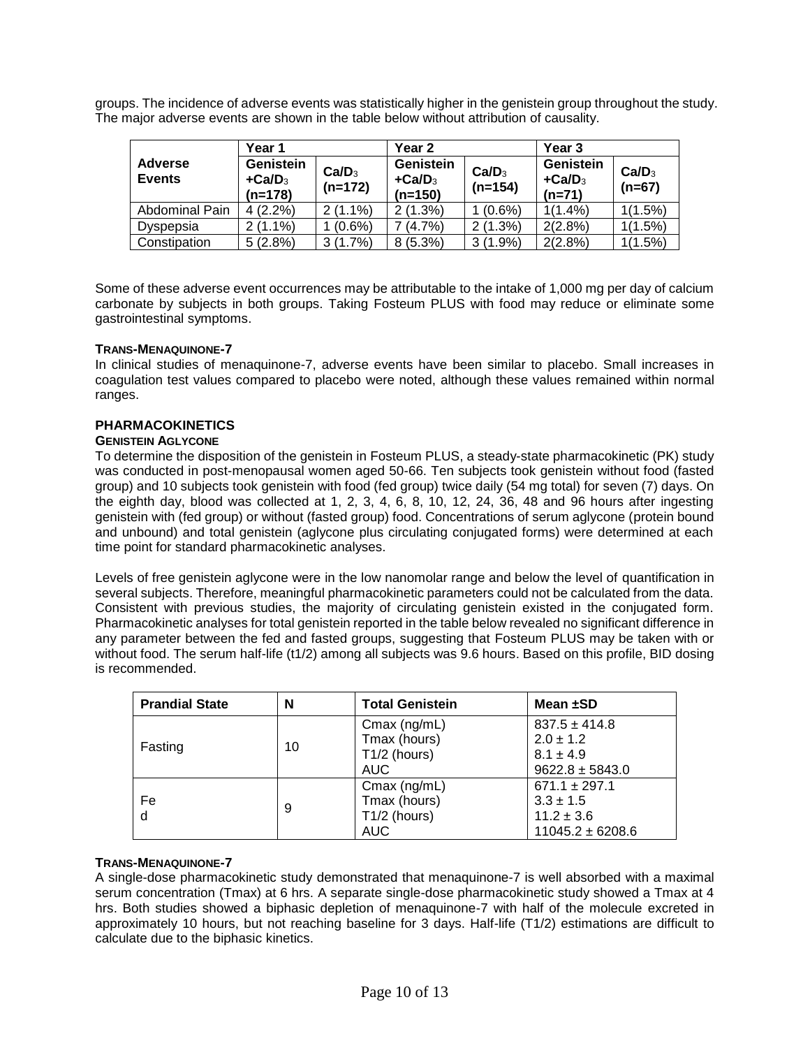groups. The incidence of adverse events was statistically higher in the genistein group throughout the study. The major adverse events are shown in the table below without attribution of causality.

| Adverse Events | Year 1 | | Year 2 | | Year 3 | |
|---|---|---|---|---|---|---|
| | Genistein $+Ca/D_3$ (n=178) | $Ca/D_3$ (n=172) | Genistein $+Ca/D_3$ (n=150) | $Ca/D_3$ (n=154) | Genistein $+Ca/D_3$ (n=71) | $Ca/D_3$ (n=67) |
| Abdominal Pain | 4 (2.2%) | 2 (1.1%) | 2 (1.3%) | 1 (0.6%) | 1(1.4%) | 1(1.5%) |
| Dyspepsia | 2 (1.1%) | 1 (0.6%) | 7 (4.7%) | 2 (1.3%) | 2(2.8%) | 1(1.5%) |
| Constipation | 5 (2.8%) | 3 (1.7%) | 8 (5.3%) | 3 (1.9%) | 2(2.8%) | 1(1.5%) |

Some of these adverse event occurrences may be attributable to the intake of 1,000 mg per day of calcium carbonate by subjects in both groups. Taking Fosteum PLUS with food may reduce or eliminate some gastrointestinal symptoms.

**TRANS-MENAQUINONE-7**

In clinical studies of menaquinone-7, adverse events have been similar to placebo. Small increases in coagulation test values compared to placebo were noted, although these values remained within normal ranges.

## PHARMACOKINETICS

**GENISTEIN AGLYCONE**

To determine the disposition of the genistein in Fosteum PLUS, a steady-state pharmacokinetic (PK) study was conducted in post-menopausal women aged 50-66. Ten subjects took genistein without food (fasted group) and 10 subjects took genistein with food (fed group) twice daily (54 mg total) for seven (7) days. On the eighth day, blood was collected at 1, 2, 3, 4, 6, 8, 10, 12, 24, 36, 48 and 96 hours after ingesting genistein with (fed group) or without (fasted group) food. Concentrations of serum aglycone (protein bound and unbound) and total genistein (aglycone plus circulating conjugated forms) were determined at each time point for standard pharmacokinetic analyses.

Levels of free genistein aglycone were in the low nanomolar range and below the level of quantification in several subjects. Therefore, meaningful pharmacokinetic parameters could not be calculated from the data. Consistent with previous studies, the majority of circulating genistein existed in the conjugated form. Pharmacokinetic analyses for total genistein reported in the table below revealed no significant difference in any parameter between the fed and fasted groups, suggesting that Fosteum PLUS may be taken with or without food. The serum half-life (t1/2) among all subjects was 9.6 hours. Based on this profile, BID dosing is recommended.

| Prandial State | N | Total Genistein | Mean ±SD |
|---|---|---|---|
| Fasting | 10 | Cmax (ng/mL)<br>Tmax (hours)<br>T1/2 (hours)<br>AUC | 837.5 ± 414.8<br>2.0 ± 1.2<br>8.1 ± 4.9<br>9622.8 ± 5843.0 |
| Fed | 9 | Cmax (ng/mL)<br>Tmax (hours)<br>T1/2 (hours)<br>AUC | 671.1 ± 297.1<br>3.3 ± 1.5<br>11.2 ± 3.6<br>11045.2 ± 6208.6 |

**TRANS-MENAQUINONE-7**

A single-dose pharmacokinetic study demonstrated that menaquinone-7 is well absorbed with a maximal serum concentration (Tmax) at 6 hrs. A separate single-dose pharmacokinetic study showed a Tmax at 4 hrs. Both studies showed a biphasic depletion of menaquinone-7 with half of the molecule excreted in approximately 10 hours, but not reaching baseline for 3 days. Half-life (T1/2) estimations are difficult to calculate due to the biphasic kinetics.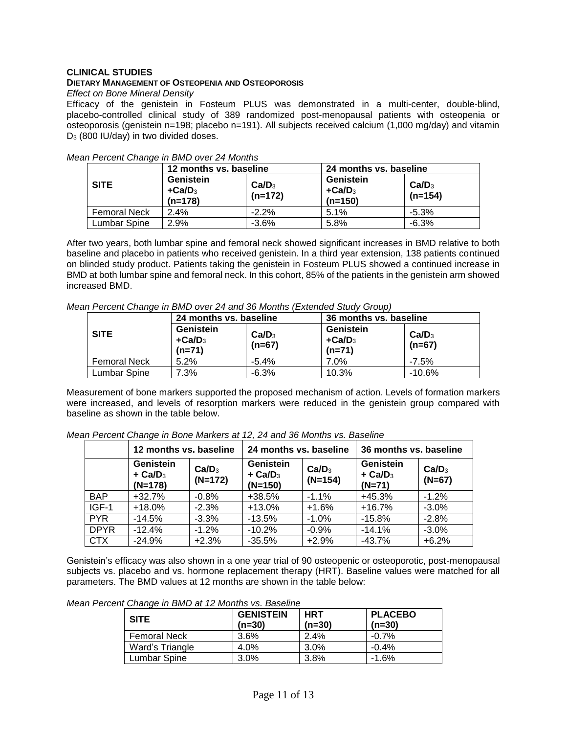## CLINICAL STUDIES

### DIETARY MANAGEMENT OF OSTEOPENIA AND OSTEOPOROSIS

*Effect on Bone Mineral Density*

Efficacy of the genistein in Fosteum PLUS was demonstrated in a multi-center, double-blind, placebo-controlled clinical study of 389 randomized post-menopausal patients with osteopenia or osteoporosis (genistein n=198; placebo n=191). All subjects received calcium (1,000 mg/day) and vitamin $D_3$ (800 IU/day) in two divided doses.

*Mean Percent Change in BMD over 24 Months*

| SITE | 12 months vs. baseline | | 24 months vs. baseline | |
|---|---|---|---|---|
| | **Genistein +Ca/$D_3$ (n=178)** | **Ca/$D_3$ (n=172)** | **Genistein +Ca/$D_3$ (n=150)** | **Ca/$D_3$ (n=154)** |
| Femoral Neck | 2.4% | -2.2% | 5.1% | -5.3% |
| Lumbar Spine | 2.9% | -3.6% | 5.8% | -6.3% |

After two years, both lumbar spine and femoral neck showed significant increases in BMD relative to both baseline and placebo in patients who received genistein. In a third year extension, 138 patients continued on blinded study product. Patients taking the genistein in Fosteum PLUS showed a continued increase in BMD at both lumbar spine and femoral neck. In this cohort, 85% of the patients in the genistein arm showed increased BMD.

*Mean Percent Change in BMD over 24 and 36 Months (Extended Study Group)*

| SITE | 24 months vs. baseline | | 36 months vs. baseline | |
|---|---|---|---|---|
| | **Genistein +Ca/$D_3$ (n=71)** | **Ca/$D_3$ (n=67)** | **Genistein +Ca/$D_3$ (n=71)** | **Ca/$D_3$ (n=67)** |
| Femoral Neck | 5.2% | -5.4% | 7.0% | -7.5% |
| Lumbar Spine | 7.3% | -6.3% | 10.3% | -10.6% |

Measurement of bone markers supported the proposed mechanism of action. Levels of formation markers were increased, and levels of resorption markers were reduced in the genistein group compared with baseline as shown in the table below.

*Mean Percent Change in Bone Markers at 12, 24 and 36 Months vs. Baseline*

| | 12 months vs. baseline | | 24 months vs. baseline | | 36 months vs. baseline | |
|---|---|---|---|---|---|---|
| | **Genistein + Ca/$D_3$ (N=178)** | **Ca/$D_3$ (N=172)** | **Genistein + Ca/$D_3$ (N=150)** | **Ca/$D_3$ (N=154)** | **Genistein + Ca/$D_3$ (N=71)** | **Ca/$D_3$ (N=67)** |
| BAP | +32.7% | -0.8% | +38.5% | -1.1% | +45.3% | -1.2% |
| IGF-1 | +18.0% | -2.3% | +13.0% | +1.6% | +16.7% | -3.0% |
| PYR | -14.5% | -3.3% | -13.5% | -1.0% | -15.8% | -2.8% |
| DPYR | -12.4% | -1.2% | -10.2% | -0.9% | -14.1% | -3.0% |
| CTX | -24.9% | +2.3% | -35.5% | +2.9% | -43.7% | +6.2% |

Genistein's efficacy was also shown in a one year trial of 90 osteopenic or osteoporotic, post-menopausal subjects vs. placebo and vs. hormone replacement therapy (HRT). Baseline values were matched for all parameters. The BMD values at 12 months are shown in the table below:

*Mean Percent Change in BMD at 12 Months vs. Baseline*

| SITE | GENISTEIN (n=30) | HRT (n=30) | PLACEBO (n=30) |
|---|---|---|---|
| Femoral Neck | 3.6% | 2.4% | -0.7% |
| Ward's Triangle | 4.0% | 3.0% | -0.4% |
| Lumbar Spine | 3.0% | 3.8% | -1.6% |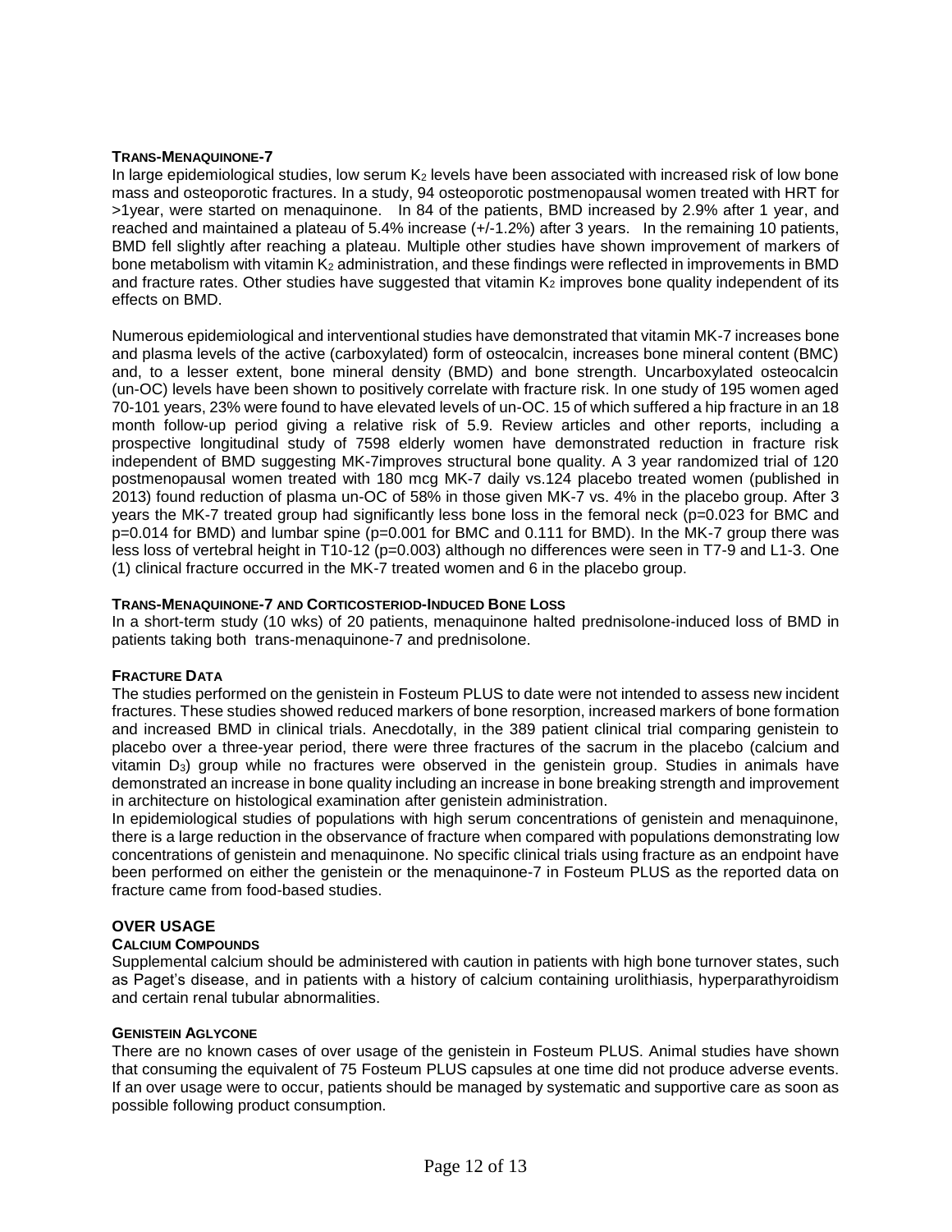**TRANS-MENAQUINONE-7**

In large epidemiological studies, low serum $K_2$ levels have been associated with increased risk of low bone mass and osteoporotic fractures. In a study, 94 osteoporotic postmenopausal women treated with HRT for >1year, were started on menaquinone. In 84 of the patients, BMD increased by 2.9% after 1 year, and reached and maintained a plateau of 5.4% increase (+/-1.2%) after 3 years. In the remaining 10 patients, BMD fell slightly after reaching a plateau. Multiple other studies have shown improvement of markers of bone metabolism with vitamin $K_2$ administration, and these findings were reflected in improvements in BMD and fracture rates. Other studies have suggested that vitamin $K_2$ improves bone quality independent of its effects on BMD.

Numerous epidemiological and interventional studies have demonstrated that vitamin MK-7 increases bone and plasma levels of the active (carboxylated) form of osteocalcin, increases bone mineral content (BMC) and, to a lesser extent, bone mineral density (BMD) and bone strength. Uncarboxylated osteocalcin (un-OC) levels have been shown to positively correlate with fracture risk. In one study of 195 women aged 70-101 years, 23% were found to have elevated levels of un-OC. 15 of which suffered a hip fracture in an 18 month follow-up period giving a relative risk of 5.9. Review articles and other reports, including a prospective longitudinal study of 7598 elderly women have demonstrated reduction in fracture risk independent of BMD suggesting MK-7improves structural bone quality. A 3 year randomized trial of 120 postmenopausal women treated with 180 mcg MK-7 daily vs.124 placebo treated women (published in 2013) found reduction of plasma un-OC of 58% in those given MK-7 vs. 4% in the placebo group. After 3 years the MK-7 treated group had significantly less bone loss in the femoral neck ($p$=0.023 for BMC and $p$=0.014 for BMD) and lumbar spine ($p$=0.001 for BMC and 0.111 for BMD). In the MK-7 group there was less loss of vertebral height in T10-12 ($p$=0.003) although no differences were seen in T7-9 and L1-3. One (1) clinical fracture occurred in the MK-7 treated women and 6 in the placebo group.

**TRANS-MENAQUINONE-7 AND CORTICOSTERIOD-INDUCED BONE LOSS**

In a short-term study (10 wks) of 20 patients, menaquinone halted prednisolone-induced loss of BMD in patients taking both trans-menaquinone-7 and prednisolone.

**FRACTURE DATA**

The studies performed on the genistein in Fosteum PLUS to date were not intended to assess new incident fractures. These studies showed reduced markers of bone resorption, increased markers of bone formation and increased BMD in clinical trials. Anecdotally, in the 389 patient clinical trial comparing genistein to placebo over a three-year period, there were three fractures of the sacrum in the placebo (calcium and vitamin $D_3$) group while no fractures were observed in the genistein group. Studies in animals have demonstrated an increase in bone quality including an increase in bone breaking strength and improvement in architecture on histological examination after genistein administration.

In epidemiological studies of populations with high serum concentrations of genistein and menaquinone, there is a large reduction in the observance of fracture when compared with populations demonstrating low concentrations of genistein and menaquinone. No specific clinical trials using fracture as an endpoint have been performed on either the genistein or the menaquinone-7 in Fosteum PLUS as the reported data on fracture came from food-based studies.

## OVER USAGE

**CALCIUM COMPOUNDS**

Supplemental calcium should be administered with caution in patients with high bone turnover states, such as Paget's disease, and in patients with a history of calcium containing urolithiasis, hyperparathyroidism and certain renal tubular abnormalities.

**GENISTEIN AGLYCONE**

There are no known cases of over usage of the genistein in Fosteum PLUS. Animal studies have shown that consuming the equivalent of 75 Fosteum PLUS capsules at one time did not produce adverse events. If an over usage were to occur, patients should be managed by systematic and supportive care as soon as possible following product consumption.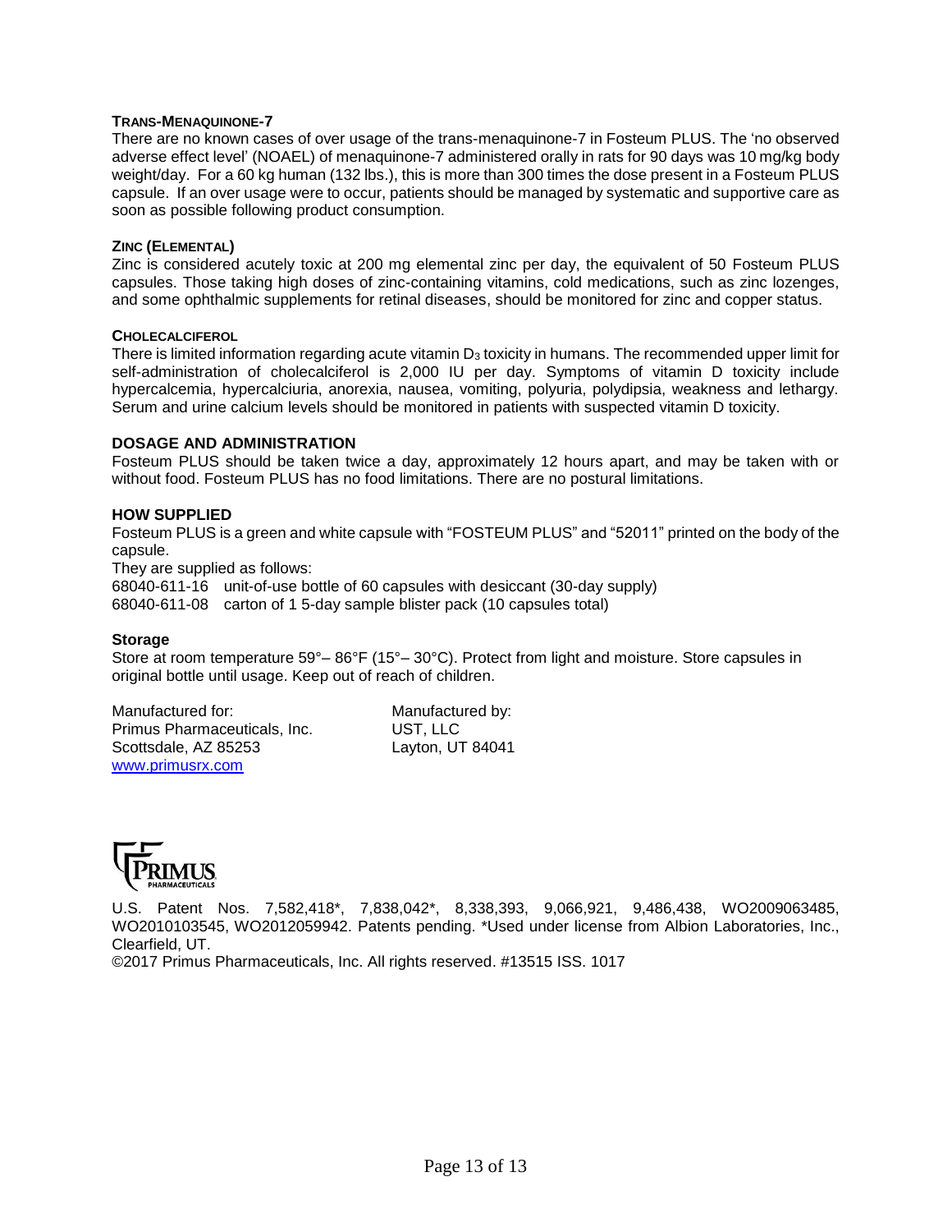#### TRANS-MENAQUINONE-7

There are no known cases of over usage of the trans-menaquinone-7 in Fosteum PLUS. The 'no observed adverse effect level' (NOAEL) of menaquinone-7 administered orally in rats for 90 days was 10 mg/kg body weight/day. For a 60 kg human (132 lbs.), this is more than 300 times the dose present in a Fosteum PLUS capsule. If an over usage were to occur, patients should be managed by systematic and supportive care as soon as possible following product consumption.

#### ZINC (ELEMENTAL)

Zinc is considered acutely toxic at 200 mg elemental zinc per day, the equivalent of 50 Fosteum PLUS capsules. Those taking high doses of zinc-containing vitamins, cold medications, such as zinc lozenges, and some ophthalmic supplements for retinal diseases, should be monitored for zinc and copper status.

#### CHOLECALCIFEROL

There is limited information regarding acute vitamin $D_3$ toxicity in humans. The recommended upper limit for self-administration of cholecalciferol is 2,000 IU per day. Symptoms of vitamin D toxicity include hypercalcemia, hypercalciuria, anorexia, nausea, vomiting, polyuria, polydipsia, weakness and lethargy. Serum and urine calcium levels should be monitored in patients with suspected vitamin D toxicity.

### DOSAGE AND ADMINISTRATION

Fosteum PLUS should be taken twice a day, approximately 12 hours apart, and may be taken with or without food. Fosteum PLUS has no food limitations. There are no postural limitations.

### HOW SUPPLIED

Fosteum PLUS is a green and white capsule with "FOSTEUM PLUS" and "52011" printed on the body of the capsule.

They are supplied as follows:

68040-611-16 unit-of-use bottle of 60 capsules with desiccant (30-day supply)
68040-611-08 carton of 1 5-day sample blister pack (10 capsules total)

#### Storage

Store at room temperature 59°– 86°F (15°– 30°C). Protect from light and moisture. Store capsules in original bottle until usage. Keep out of reach of children.

Manufactured for:
Primus Pharmaceuticals, Inc.
Scottsdale, AZ 85253
www.primusrx.com

Manufactured by:
UST, LLC
Layton, UT 84041

PRIMUS PHARMACEUTICALS

U.S. Patent Nos. 7,582,418*, 7,838,042*, 8,338,393, 9,066,921, 9,486,438, WO2009063485, WO2010103545, WO2012059942. Patents pending. *Used under license from Albion Laboratories, Inc., Clearfield, UT.

©2017 Primus Pharmaceuticals, Inc. All rights reserved. #13515 ISS. 1017